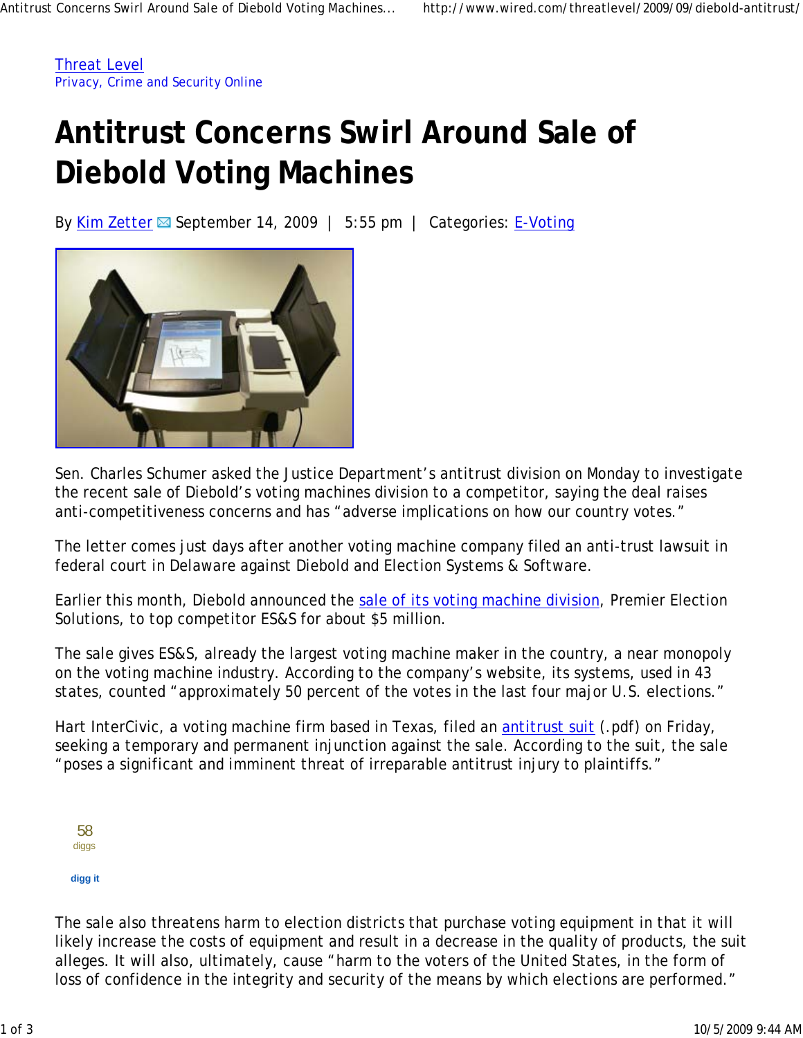Threat Level
Privacy, Crime and Security Online

# Antitrust Concerns Swirl Around Sale of Diebold Voting Machines

By Kim Zetter September 14, 2009 | 5:55 pm | Categories: E-Voting

Sen. Charles Schumer asked the Justice Department's antitrust division on Monday to investigate the recent sale of Diebold's voting machines division to a competitor, saying the deal raises anti-competitiveness concerns and has "adverse implications on how our country votes."

The letter comes just days after another voting machine company filed an anti-trust lawsuit in federal court in Delaware against Diebold and Election Systems & Software.

Earlier this month, Diebold announced the sale of its voting machine division, Premier Election Solutions, to top competitor ES&S for about $5 million.

The sale gives ES&S, already the largest voting machine maker in the country, a near monopoly on the voting machine industry. According to the company's website, its systems, used in 43 states, counted "approximately 50 percent of the votes in the last four major U.S. elections."

Hart InterCivic, a voting machine firm based in Texas, filed an antitrust suit (.pdf) on Friday, seeking a temporary and permanent injunction against the sale. According to the suit, the sale "poses a significant and imminent threat of irreparable antitrust injury to plaintiffs."

58
diggs

digg it

The sale also threatens harm to election districts that purchase voting equipment in that it will likely increase the costs of equipment and result in a decrease in the quality of products, the suit alleges. It will also, ultimately, cause "harm to the voters of the United States, in the form of loss of confidence in the integrity and security of the means by which elections are performed."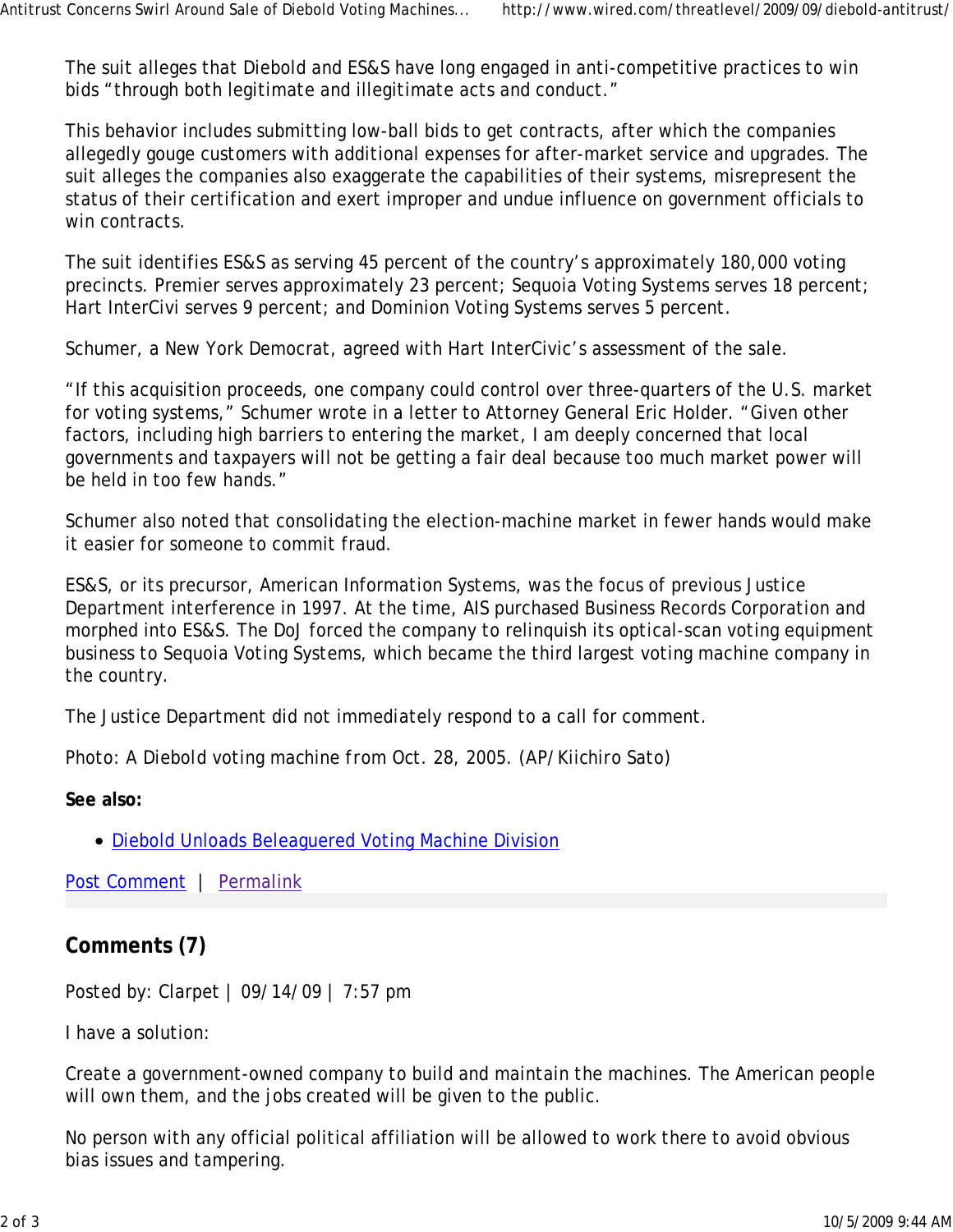The suit alleges that Diebold and ES&S have long engaged in anti-competitive practices to win bids "through both legitimate and illegitimate acts and conduct."

This behavior includes submitting low-ball bids to get contracts, after which the companies allegedly gouge customers with additional expenses for after-market service and upgrades. The suit alleges the companies also exaggerate the capabilities of their systems, misrepresent the status of their certification and exert improper and undue influence on government officials to win contracts.

The suit identifies ES&S as serving 45 percent of the country's approximately 180,000 voting precincts. Premier serves approximately 23 percent; Sequoia Voting Systems serves 18 percent; Hart InterCivi serves 9 percent; and Dominion Voting Systems serves 5 percent.

Schumer, a New York Democrat, agreed with Hart InterCivic's assessment of the sale.

"If this acquisition proceeds, one company could control over three-quarters of the U.S. market for voting systems," Schumer wrote in a letter to Attorney General Eric Holder. "Given other factors, including high barriers to entering the market, I am deeply concerned that local governments and taxpayers will not be getting a fair deal because too much market power will be held in too few hands."

Schumer also noted that consolidating the election-machine market in fewer hands would make it easier for someone to commit fraud.

ES&S, or its precursor, American Information Systems, was the focus of previous Justice Department interference in 1997. At the time, AIS purchased Business Records Corporation and morphed into ES&S. The DoJ forced the company to relinquish its optical-scan voting equipment business to Sequoia Voting Systems, which became the third largest voting machine company in the country.

The Justice Department did not immediately respond to a call for comment.

Photo: A Diebold voting machine from Oct. 28, 2005. (AP/Kiichiro Sato)

**See also:**

- Diebold Unloads Beleaguered Voting Machine Division

Post Comment | Permalink

## Comments (7)

Posted by: Clarpet | 09/14/09 | 7:57 pm

I have a solution:

Create a government-owned company to build and maintain the machines. The American people will own them, and the jobs created will be given to the public.

No person with any official political affiliation will be allowed to work there to avoid obvious bias issues and tampering.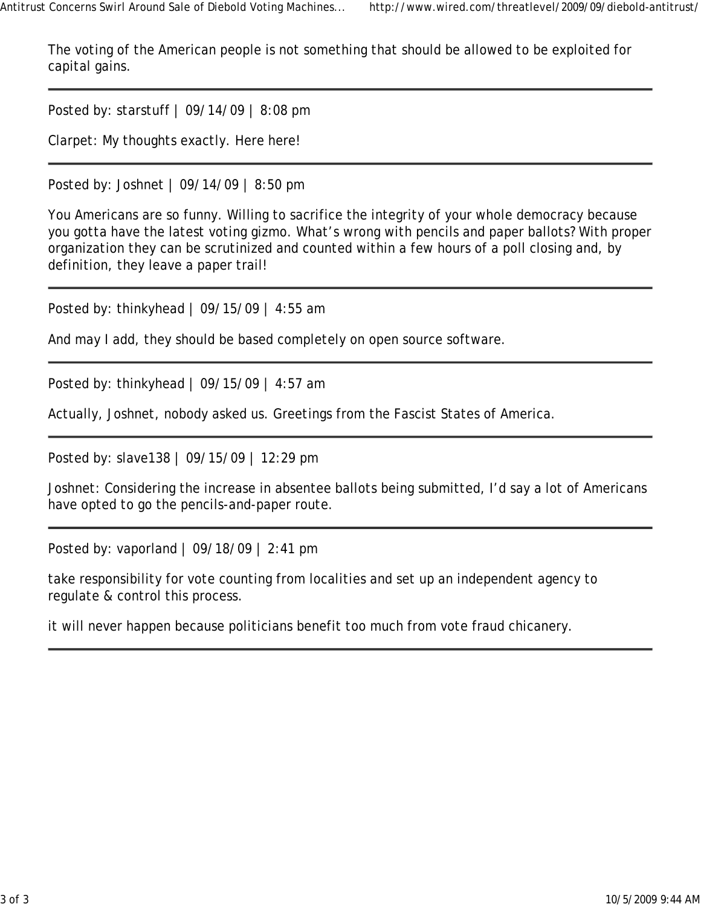The voting of the American people is not something that should be allowed to be exploited for capital gains.

---

Posted by: starstuff | 09/14/09 | 8:08 pm

Clarpet: My thoughts exactly. Here here!

---

Posted by: Joshnet | 09/14/09 | 8:50 pm

You Americans are so funny. Willing to sacrifice the integrity of your whole democracy because you gotta have the latest voting gizmo. What's wrong with pencils and paper ballots? With proper organization they can be scrutinized and counted within a few hours of a poll closing and, by definition, they leave a paper trail!

---

Posted by: thinkyhead | 09/15/09 | 4:55 am

And may I add, they should be based completely on open source software.

---

Posted by: thinkyhead | 09/15/09 | 4:57 am

Actually, Joshnet, nobody asked us. Greetings from the Fascist States of America.

---

Posted by: slave138 | 09/15/09 | 12:29 pm

Joshnet: Considering the increase in absentee ballots being submitted, I'd say a lot of Americans have opted to go the pencils-and-paper route.

---

Posted by: vaporland | 09/18/09 | 2:41 pm

take responsibility for vote counting from localities and set up an independent agency to regulate & control this process.

it will never happen because politicians benefit too much from vote fraud chicanery.

---